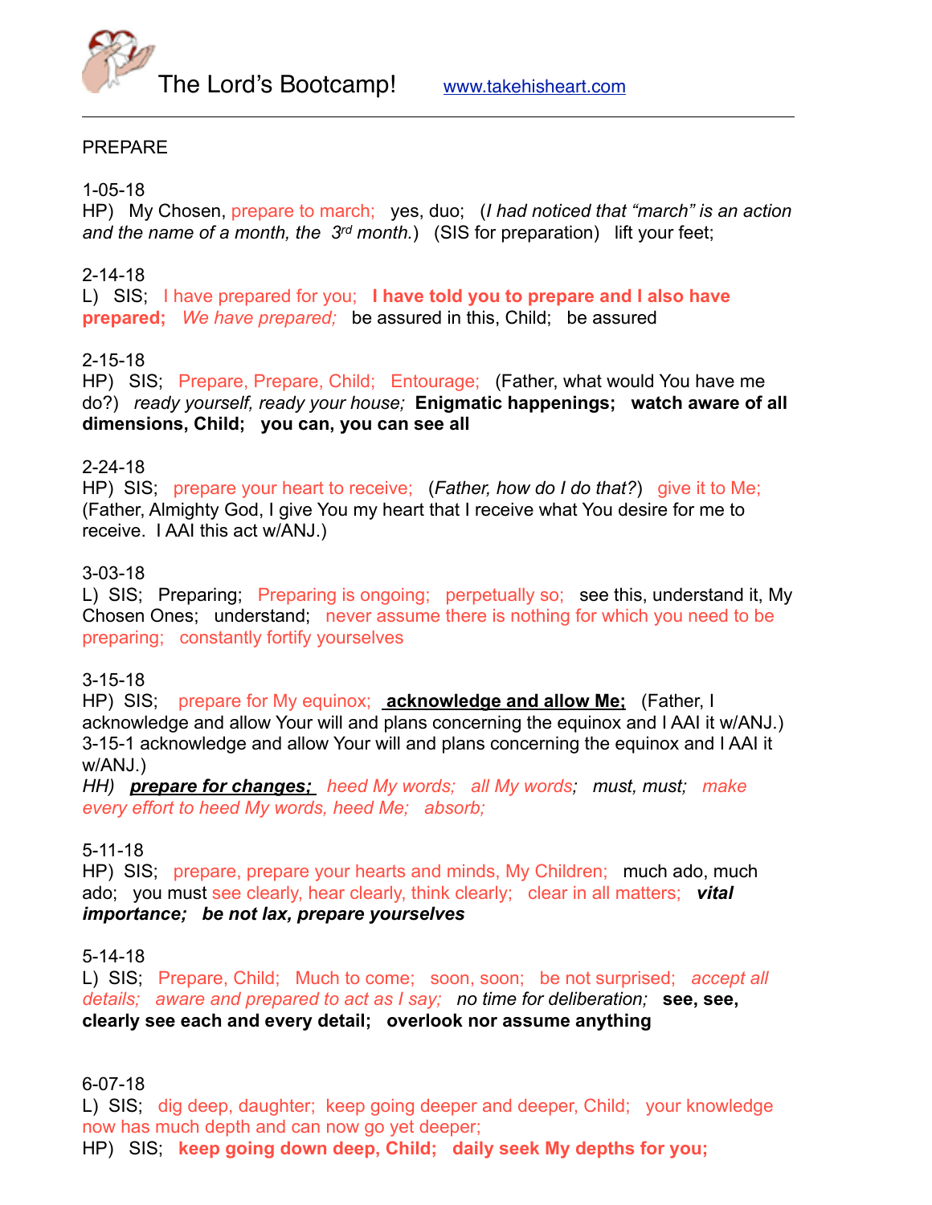The Lord's Bootcamp! www.takehisheart.com

---

PREPARE

1-05-18
HP) My Chosen, prepare to march; yes, duo; (*I had noticed that "march" is an action and the name of a month, the 3rd month.*) (SIS for preparation) lift your feet;

2-14-18
L) SIS; I have prepared for you; **I have told you to prepare and I also have prepared;** *We have prepared;* be assured in this, Child; be assured

2-15-18
HP) SIS; Prepare, Prepare, Child; Entourage; (Father, what would You have me do?) *ready yourself, ready your house;* **Enigmatic happenings; watch aware of all dimensions, Child; you can, you can see all**

2-24-18
HP) SIS; prepare your heart to receive; (*Father, how do I do that?*) give it to Me; (Father, Almighty God, I give You my heart that I receive what You desire for me to receive. I AAI this act w/ANJ.)

3-03-18
L) SIS; Preparing; Preparing is ongoing; perpetually so; see this, understand it, My Chosen Ones; understand; never assume there is nothing for which you need to be preparing; constantly fortify yourselves

3-15-18
HP) SIS; prepare for My equinox; **acknowledge and allow Me;** (Father, I acknowledge and allow Your will and plans concerning the equinox and I AAI it w/ANJ.)
3-15-1 acknowledge and allow Your will and plans concerning the equinox and I AAI it w/ANJ.)
*HH)* ***prepare for changes;*** *heed My words; all My words; must, must; make every effort to heed My words, heed Me; absorb;*

5-11-18
HP) SIS; prepare, prepare your hearts and minds, My Children; much ado, much ado; you must see clearly, hear clearly, think clearly; clear in all matters; ***vital importance; be not lax, prepare yourselves***

5-14-18
L) SIS; Prepare, Child; Much to come; soon, soon; be not surprised; *accept all details; aware and prepared to act as I say; no time for deliberation;* **see, see, clearly see each and every detail; overlook nor assume anything**

6-07-18
L) SIS; dig deep, daughter; keep going deeper and deeper, Child; your knowledge now has much depth and can now go yet deeper;
HP) SIS; **keep going down deep, Child; daily seek My depths for you;**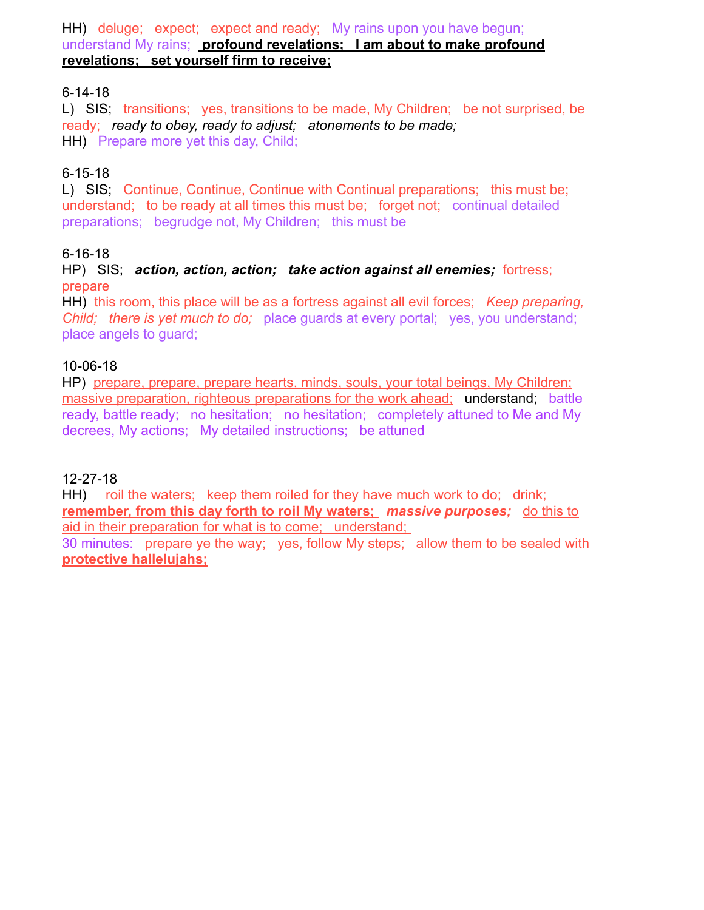HH) deluge; expect; expect and ready; My rains upon you have begun; understand My rains; **profound revelations; I am about to make profound revelations; set yourself firm to receive;**

6-14-18

L) SIS; transitions; yes, transitions to be made, My Children; be not surprised, be ready; *ready to obey, ready to adjust; atonements to be made;*

HH) Prepare more yet this day, Child;

6-15-18

L) SIS; Continue, Continue, Continue with Continual preparations; this must be; understand; to be ready at all times this must be; forget not; continual detailed preparations; begrudge not, My Children; this must be

6-16-18

HP) SIS; ***action, action, action; take action against all enemies;*** fortress; prepare

HH) this room, this place will be as a fortress against all evil forces; *Keep preparing, Child; there is yet much to do;* place guards at every portal; yes, you understand; place angels to guard;

10-06-18

HP) prepare, prepare, prepare hearts, minds, souls, your total beings, My Children; massive preparation, righteous preparations for the work ahead; understand; battle ready, battle ready; no hesitation; no hesitation; completely attuned to Me and My decrees, My actions; My detailed instructions; be attuned

12-27-18

HH) roil the waters; keep them roiled for they have much work to do; drink; **remember, from this day forth to roil My waters;** ***massive purposes;*** do this to aid in their preparation for what is to come; understand;

30 minutes: prepare ye the way; yes, follow My steps; allow them to be sealed with **protective hallelujahs;**